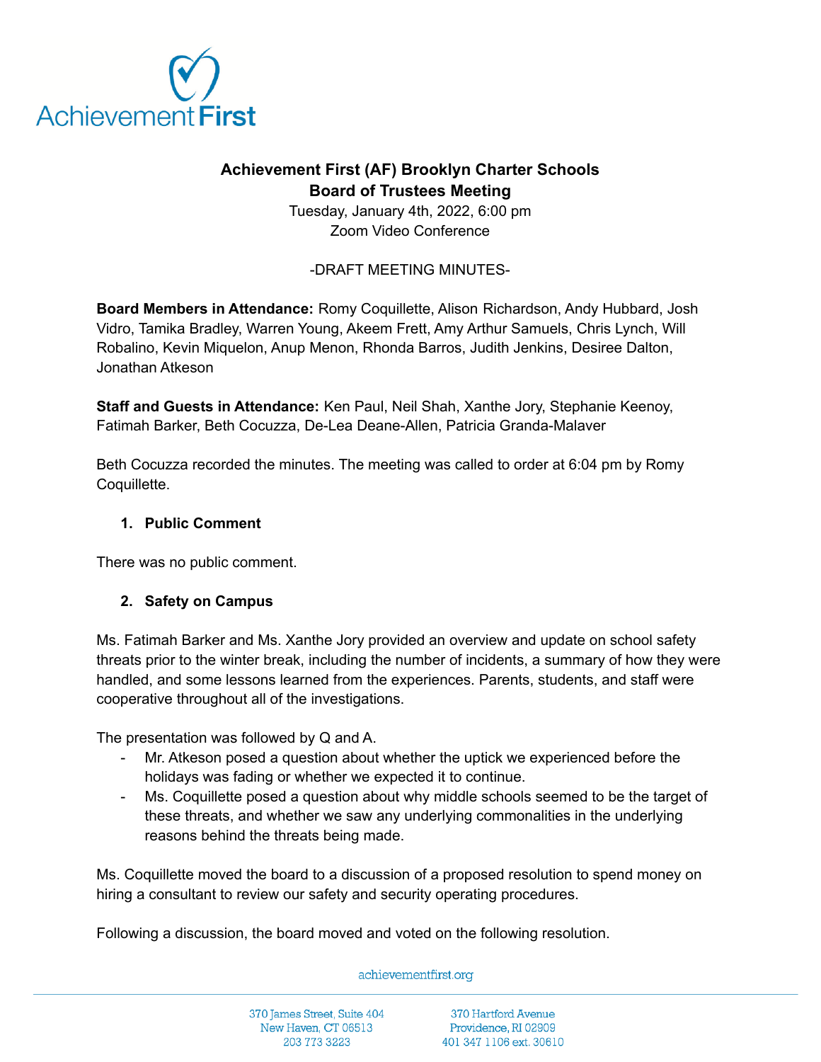# Achievement First (AF) Brooklyn Charter Schools
## Board of Trustees Meeting

Tuesday, January 4th, 2022, 6:00 pm
Zoom Video Conference

-DRAFT MEETING MINUTES-

**Board Members in Attendance:** Romy Coquillette, Alison Richardson, Andy Hubbard, Josh Vidro, Tamika Bradley, Warren Young, Akeem Frett, Amy Arthur Samuels, Chris Lynch, Will Robalino, Kevin Miquelon, Anup Menon, Rhonda Barros, Judith Jenkins, Desiree Dalton, Jonathan Atkeson

**Staff and Guests in Attendance:** Ken Paul, Neil Shah, Xanthe Jory, Stephanie Keenoy, Fatimah Barker, Beth Cocuzza, De-Lea Deane-Allen, Patricia Granda-Malaver

Beth Cocuzza recorded the minutes. The meeting was called to order at 6:04 pm by Romy Coquillette.

1. **Public Comment**

There was no public comment.

2. **Safety on Campus**

Ms. Fatimah Barker and Ms. Xanthe Jory provided an overview and update on school safety threats prior to the winter break, including the number of incidents, a summary of how they were handled, and some lessons learned from the experiences. Parents, students, and staff were cooperative throughout all of the investigations.

The presentation was followed by Q and A.

- Mr. Atkeson posed a question about whether the uptick we experienced before the holidays was fading or whether we expected it to continue.
- Ms. Coquillette posed a question about why middle schools seemed to be the target of these threats, and whether we saw any underlying commonalities in the underlying reasons behind the threats being made.

Ms. Coquillette moved the board to a discussion of a proposed resolution to spend money on hiring a consultant to review our safety and security operating procedures.

Following a discussion, the board moved and voted on the following resolution.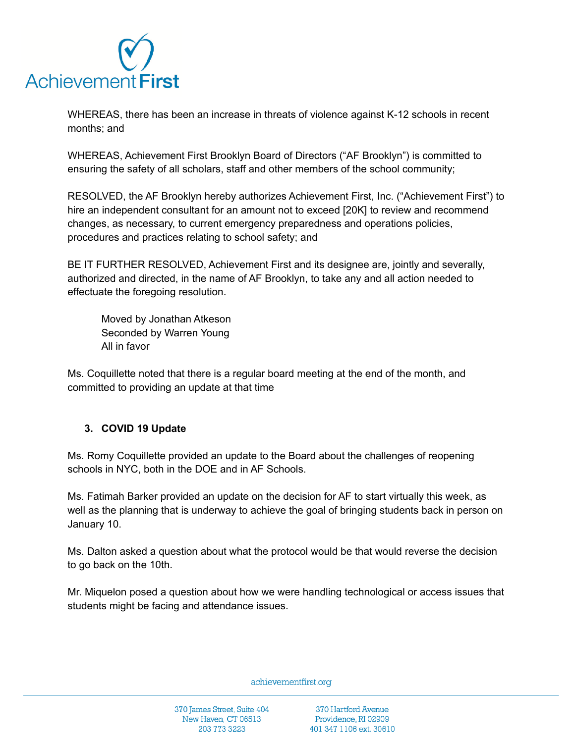WHEREAS, there has been an increase in threats of violence against K-12 schools in recent months; and

WHEREAS, Achievement First Brooklyn Board of Directors ("AF Brooklyn") is committed to ensuring the safety of all scholars, staff and other members of the school community;

RESOLVED, the AF Brooklyn hereby authorizes Achievement First, Inc. ("Achievement First") to hire an independent consultant for an amount not to exceed [20K] to review and recommend changes, as necessary, to current emergency preparedness and operations policies, procedures and practices relating to school safety; and

BE IT FURTHER RESOLVED, Achievement First and its designee are, jointly and severally, authorized and directed, in the name of AF Brooklyn, to take any and all action needed to effectuate the foregoing resolution.

> Moved by Jonathan Atkeson
> Seconded by Warren Young
> All in favor

Ms. Coquillette noted that there is a regular board meeting at the end of the month, and committed to providing an update at that time

3. **COVID 19 Update**

Ms. Romy Coquillette provided an update to the Board about the challenges of reopening schools in NYC, both in the DOE and in AF Schools.

Ms. Fatimah Barker provided an update on the decision for AF to start virtually this week, as well as the planning that is underway to achieve the goal of bringing students back in person on January 10.

Ms. Dalton asked a question about what the protocol would be that would reverse the decision to go back on the 10th.

Mr. Miquelon posed a question about how we were handling technological or access issues that students might be facing and attendance issues.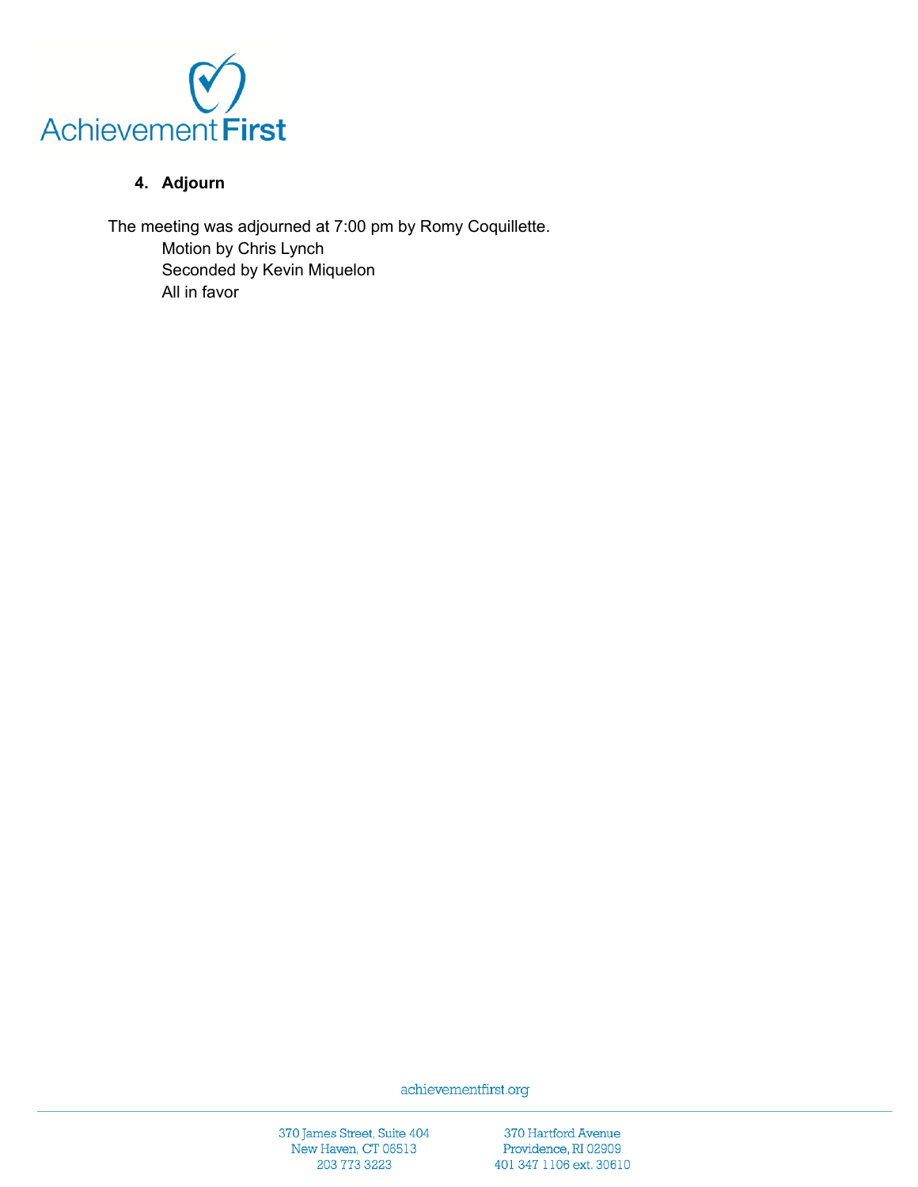4. **Adjourn**

The meeting was adjourned at 7:00 pm by Romy Coquillette.

Motion by Chris Lynch
Seconded by Kevin Miquelon
All in favor